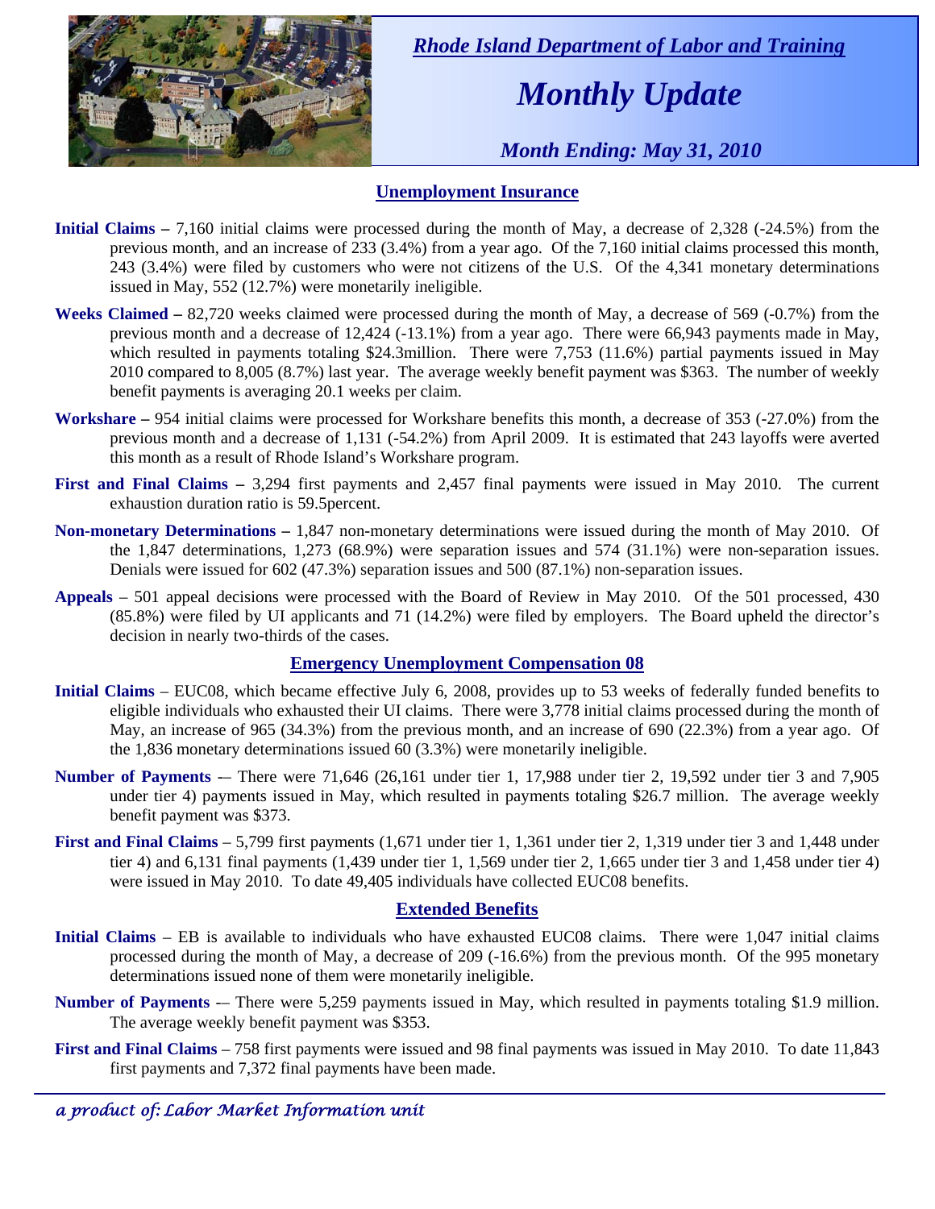*Rhode Island Department of Labor and Training*

# *Monthly Update*

*Month Ending: May 31, 2010*

## Unemployment Insurance

**Initial Claims –** 7,160 initial claims were processed during the month of May, a decrease of 2,328 (-24.5%) from the previous month, and an increase of 233 (3.4%) from a year ago. Of the 7,160 initial claims processed this month, 243 (3.4%) were filed by customers who were not citizens of the U.S. Of the 4,341 monetary determinations issued in May, 552 (12.7%) were monetarily ineligible.

**Weeks Claimed –** 82,720 weeks claimed were processed during the month of May, a decrease of 569 (-0.7%) from the previous month and a decrease of 12,424 (-13.1%) from a year ago. There were 66,943 payments made in May, which resulted in payments totaling $24.3million. There were 7,753 (11.6%) partial payments issued in May 2010 compared to 8,005 (8.7%) last year. The average weekly benefit payment was $363. The number of weekly benefit payments is averaging 20.1 weeks per claim.

**Workshare –** 954 initial claims were processed for Workshare benefits this month, a decrease of 353 (-27.0%) from the previous month and a decrease of 1,131 (-54.2%) from April 2009. It is estimated that 243 layoffs were averted this month as a result of Rhode Island's Workshare program.

**First and Final Claims –** 3,294 first payments and 2,457 final payments were issued in May 2010. The current exhaustion duration ratio is 59.5percent.

**Non-monetary Determinations –** 1,847 non-monetary determinations were issued during the month of May 2010. Of the 1,847 determinations, 1,273 (68.9%) were separation issues and 574 (31.1%) were non-separation issues. Denials were issued for 602 (47.3%) separation issues and 500 (87.1%) non-separation issues.

**Appeals** – 501 appeal decisions were processed with the Board of Review in May 2010. Of the 501 processed, 430 (85.8%) were filed by UI applicants and 71 (14.2%) were filed by employers. The Board upheld the director's decision in nearly two-thirds of the cases.

## Emergency Unemployment Compensation 08

**Initial Claims** – EUC08, which became effective July 6, 2008, provides up to 53 weeks of federally funded benefits to eligible individuals who exhausted their UI claims. There were 3,778 initial claims processed during the month of May, an increase of 965 (34.3%) from the previous month, and an increase of 690 (22.3%) from a year ago. Of the 1,836 monetary determinations issued 60 (3.3%) were monetarily ineligible.

**Number of Payments** -– There were 71,646 (26,161 under tier 1, 17,988 under tier 2, 19,592 under tier 3 and 7,905 under tier 4) payments issued in May, which resulted in payments totaling $26.7 million. The average weekly benefit payment was $373.

**First and Final Claims** – 5,799 first payments (1,671 under tier 1, 1,361 under tier 2, 1,319 under tier 3 and 1,448 under tier 4) and 6,131 final payments (1,439 under tier 1, 1,569 under tier 2, 1,665 under tier 3 and 1,458 under tier 4) were issued in May 2010. To date 49,405 individuals have collected EUC08 benefits.

## Extended Benefits

**Initial Claims** – EB is available to individuals who have exhausted EUC08 claims. There were 1,047 initial claims processed during the month of May, a decrease of 209 (-16.6%) from the previous month. Of the 995 monetary determinations issued none of them were monetarily ineligible.

**Number of Payments** -– There were 5,259 payments issued in May, which resulted in payments totaling $1.9 million. The average weekly benefit payment was $353.

**First and Final Claims** – 758 first payments were issued and 98 final payments was issued in May 2010. To date 11,843 first payments and 7,372 final payments have been made.

*a product of: Labor Market Information unit*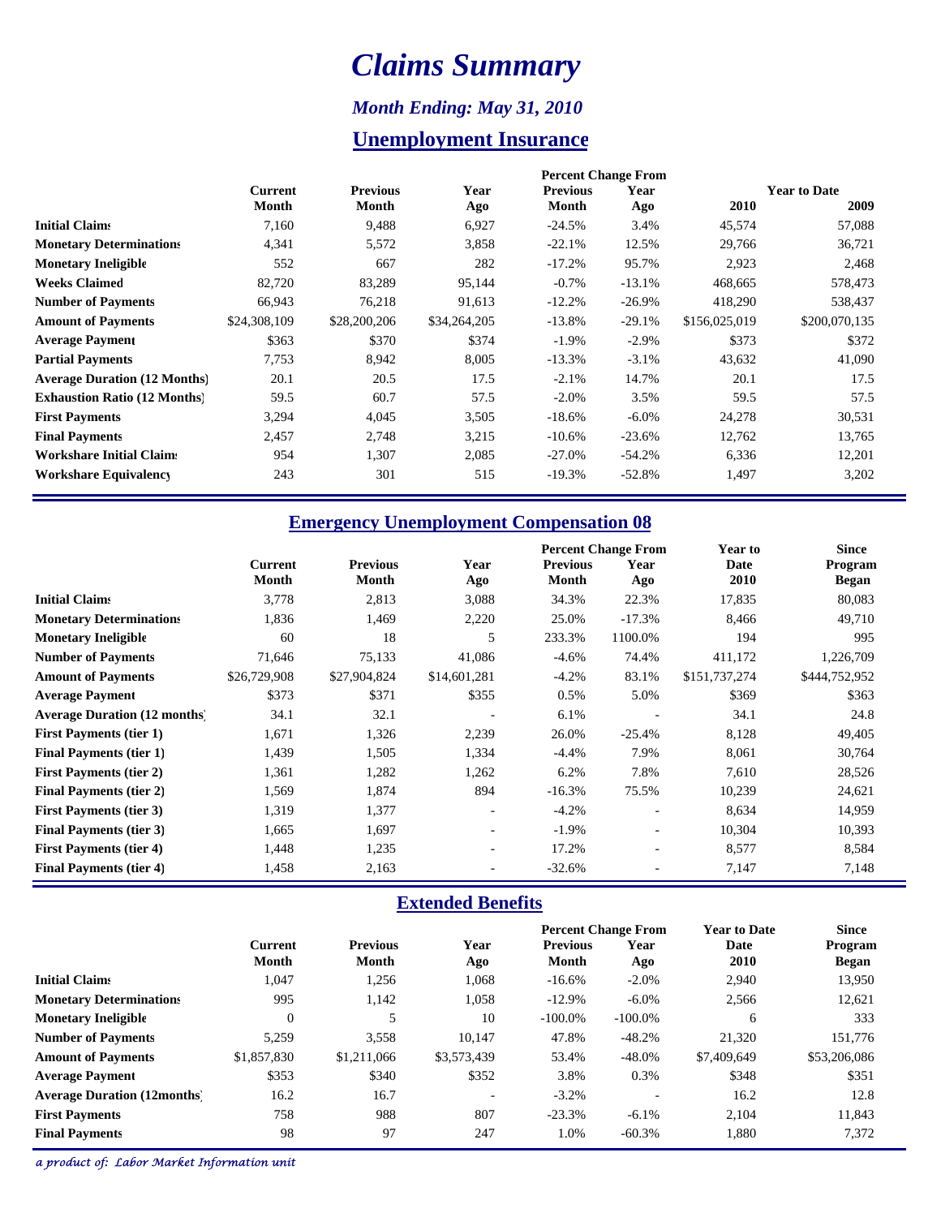# Claims Summary

*Month Ending: May 31, 2010*

## Unemployment Insurance

| | Current Month | Previous Month | Year Ago | Percent Change From Previous Month | Percent Change From Year Ago | Year to Date 2010 | Year to Date 2009 |
|---|---|---|---|---|---|---|---|
| **Initial Claims** | 7,160 | 9,488 | 6,927 | -24.5% | 3.4% | 45,574 | 57,088 |
| **Monetary Determinations** | 4,341 | 5,572 | 3,858 | -22.1% | 12.5% | 29,766 | 36,721 |
| **Monetary Ineligible** | 552 | 667 | 282 | -17.2% | 95.7% | 2,923 | 2,468 |
| **Weeks Claimed** | 82,720 | 83,289 | 95,144 | -0.7% | -13.1% | 468,665 | 578,473 |
| **Number of Payments** | 66,943 | 76,218 | 91,613 | -12.2% | -26.9% | 418,290 | 538,437 |
| **Amount of Payments** | $24,308,109 | $28,200,206 | $34,264,205 | -13.8% | -29.1% | $156,025,019 | $200,070,135 |
| **Average Payment** | $363 | $370 | $374 | -1.9% | -2.9% | $373 | $372 |
| **Partial Payments** | 7,753 | 8,942 | 8,005 | -13.3% | -3.1% | 43,632 | 41,090 |
| **Average Duration (12 Months)** | 20.1 | 20.5 | 17.5 | -2.1% | 14.7% | 20.1 | 17.5 |
| **Exhaustion Ratio (12 Months)** | 59.5 | 60.7 | 57.5 | -2.0% | 3.5% | 59.5 | 57.5 |
| **First Payments** | 3,294 | 4,045 | 3,505 | -18.6% | -6.0% | 24,278 | 30,531 |
| **Final Payments** | 2,457 | 2,748 | 3,215 | -10.6% | -23.6% | 12,762 | 13,765 |
| **Workshare Initial Claims** | 954 | 1,307 | 2,085 | -27.0% | -54.2% | 6,336 | 12,201 |
| **Workshare Equivalency** | 243 | 301 | 515 | -19.3% | -52.8% | 1,497 | 3,202 |

## Emergency Unemployment Compensation 08

| | Current Month | Previous Month | Year Ago | Percent Change From Previous Month | Percent Change From Year Ago | Year to Date 2010 | Since Program Began |
|---|---|---|---|---|---|---|---|
| **Initial Claims** | 3,778 | 2,813 | 3,088 | 34.3% | 22.3% | 17,835 | 80,083 |
| **Monetary Determinations** | 1,836 | 1,469 | 2,220 | 25.0% | -17.3% | 8,466 | 49,710 |
| **Monetary Ineligible** | 60 | 18 | 5 | 233.3% | 1100.0% | 194 | 995 |
| **Number of Payments** | 71,646 | 75,133 | 41,086 | -4.6% | 74.4% | 411,172 | 1,226,709 |
| **Amount of Payments** | $26,729,908 | $27,904,824 | $14,601,281 | -4.2% | 83.1% | $151,737,274 | $444,752,952 |
| **Average Payment** | $373 | $371 | $355 | 0.5% | 5.0% | $369 | $363 |
| **Average Duration (12 months)** | 34.1 | 32.1 | - | 6.1% | - | 34.1 | 24.8 |
| **First Payments (tier 1)** | 1,671 | 1,326 | 2,239 | 26.0% | -25.4% | 8,128 | 49,405 |
| **Final Payments (tier 1)** | 1,439 | 1,505 | 1,334 | -4.4% | 7.9% | 8,061 | 30,764 |
| **First Payments (tier 2)** | 1,361 | 1,282 | 1,262 | 6.2% | 7.8% | 7,610 | 28,526 |
| **Final Payments (tier 2)** | 1,569 | 1,874 | 894 | -16.3% | 75.5% | 10,239 | 24,621 |
| **First Payments (tier 3)** | 1,319 | 1,377 | - | -4.2% | - | 8,634 | 14,959 |
| **Final Payments (tier 3)** | 1,665 | 1,697 | - | -1.9% | - | 10,304 | 10,393 |
| **First Payments (tier 4)** | 1,448 | 1,235 | - | 17.2% | - | 8,577 | 8,584 |
| **Final Payments (tier 4)** | 1,458 | 2,163 | - | -32.6% | - | 7,147 | 7,148 |

## Extended Benefits

| | Current Month | Previous Month | Year Ago | Percent Change From Previous Month | Percent Change From Year Ago | Year to Date 2010 | Since Program Began |
|---|---|---|---|---|---|---|---|
| **Initial Claims** | 1,047 | 1,256 | 1,068 | -16.6% | -2.0% | 2,940 | 13,950 |
| **Monetary Determinations** | 995 | 1,142 | 1,058 | -12.9% | -6.0% | 2,566 | 12,621 |
| **Monetary Ineligible** | 0 | 5 | 10 | -100.0% | -100.0% | 6 | 333 |
| **Number of Payments** | 5,259 | 3,558 | 10,147 | 47.8% | -48.2% | 21,320 | 151,776 |
| **Amount of Payments** | $1,857,830 | $1,211,066 | $3,573,439 | 53.4% | -48.0% | $7,409,649 | $53,206,086 |
| **Average Payment** | $353 | $340 | $352 | 3.8% | 0.3% | $348 | $351 |
| **Average Duration (12months)** | 16.2 | 16.7 | - | -3.2% | - | 16.2 | 12.8 |
| **First Payments** | 758 | 988 | 807 | -23.3% | -6.1% | 2,104 | 11,843 |
| **Final Payments** | 98 | 97 | 247 | 1.0% | -60.3% | 1,880 | 7,372 |

*a product of: Labor Market Information unit*